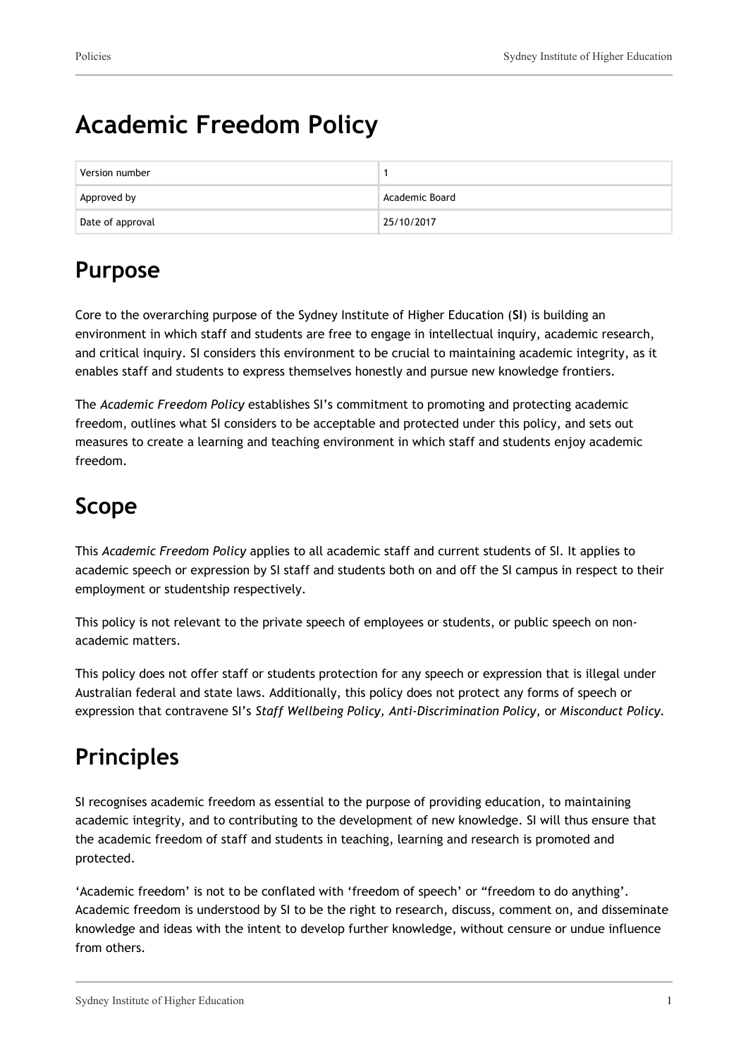# Academic Freedom Policy

| Version number | 1 |
| --- | --- |
| Approved by | Academic Board |
| Date of approval | 25/10/2017 |

## Purpose

Core to the overarching purpose of the Sydney Institute of Higher Education (**SI**) is building an environment in which staff and students are free to engage in intellectual inquiry, academic research, and critical inquiry. SI considers this environment to be crucial to maintaining academic integrity, as it enables staff and students to express themselves honestly and pursue new knowledge frontiers.

The *Academic Freedom Policy* establishes SI's commitment to promoting and protecting academic freedom, outlines what SI considers to be acceptable and protected under this policy, and sets out measures to create a learning and teaching environment in which staff and students enjoy academic freedom.

## Scope

This *Academic Freedom Policy* applies to all academic staff and current students of SI. It applies to academic speech or expression by SI staff and students both on and off the SI campus in respect to their employment or studentship respectively.

This policy is not relevant to the private speech of employees or students, or public speech on non-academic matters.

This policy does not offer staff or students protection for any speech or expression that is illegal under Australian federal and state laws. Additionally, this policy does not protect any forms of speech or expression that contravene SI's *Staff Wellbeing Policy, Anti-Discrimination Policy,* or *Misconduct Policy*.

## Principles

SI recognises academic freedom as essential to the purpose of providing education, to maintaining academic integrity, and to contributing to the development of new knowledge. SI will thus ensure that the academic freedom of staff and students in teaching, learning and research is promoted and protected.

'Academic freedom' is not to be conflated with 'freedom of speech' or "freedom to do anything'. Academic freedom is understood by SI to be the right to research, discuss, comment on, and disseminate knowledge and ideas with the intent to develop further knowledge, without censure or undue influence from others.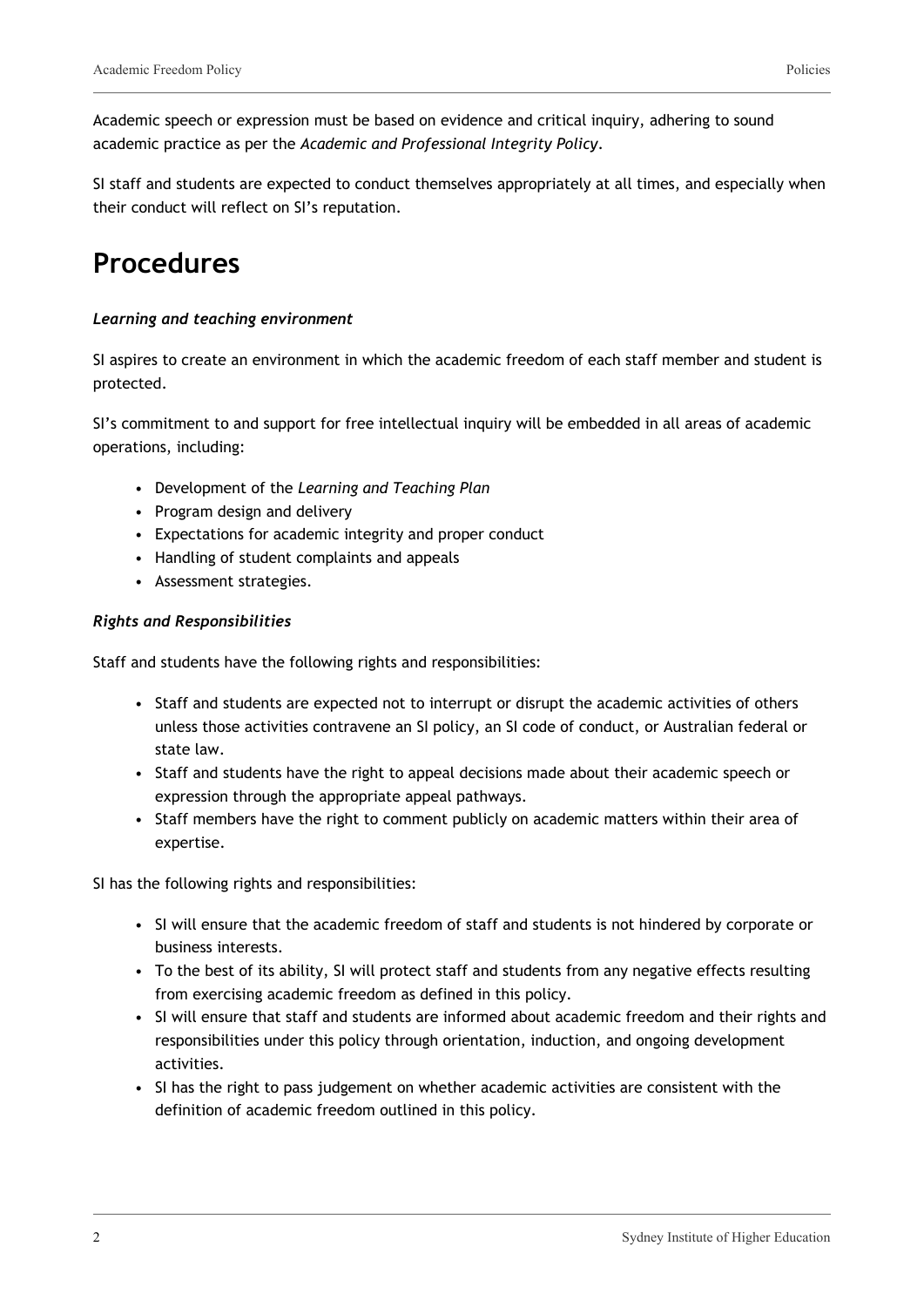Academic speech or expression must be based on evidence and critical inquiry, adhering to sound academic practice as per the *Academic and Professional Integrity Policy*.

SI staff and students are expected to conduct themselves appropriately at all times, and especially when their conduct will reflect on SI's reputation.

# Procedures

***Learning and teaching environment***

SI aspires to create an environment in which the academic freedom of each staff member and student is protected.

SI's commitment to and support for free intellectual inquiry will be embedded in all areas of academic operations, including:

- Development of the *Learning and Teaching Plan*
- Program design and delivery
- Expectations for academic integrity and proper conduct
- Handling of student complaints and appeals
- Assessment strategies.

***Rights and Responsibilities***

Staff and students have the following rights and responsibilities:

- Staff and students are expected not to interrupt or disrupt the academic activities of others unless those activities contravene an SI policy, an SI code of conduct, or Australian federal or state law.
- Staff and students have the right to appeal decisions made about their academic speech or expression through the appropriate appeal pathways.
- Staff members have the right to comment publicly on academic matters within their area of expertise.

SI has the following rights and responsibilities:

- SI will ensure that the academic freedom of staff and students is not hindered by corporate or business interests.
- To the best of its ability, SI will protect staff and students from any negative effects resulting from exercising academic freedom as defined in this policy.
- SI will ensure that staff and students are informed about academic freedom and their rights and responsibilities under this policy through orientation, induction, and ongoing development activities.
- SI has the right to pass judgement on whether academic activities are consistent with the definition of academic freedom outlined in this policy.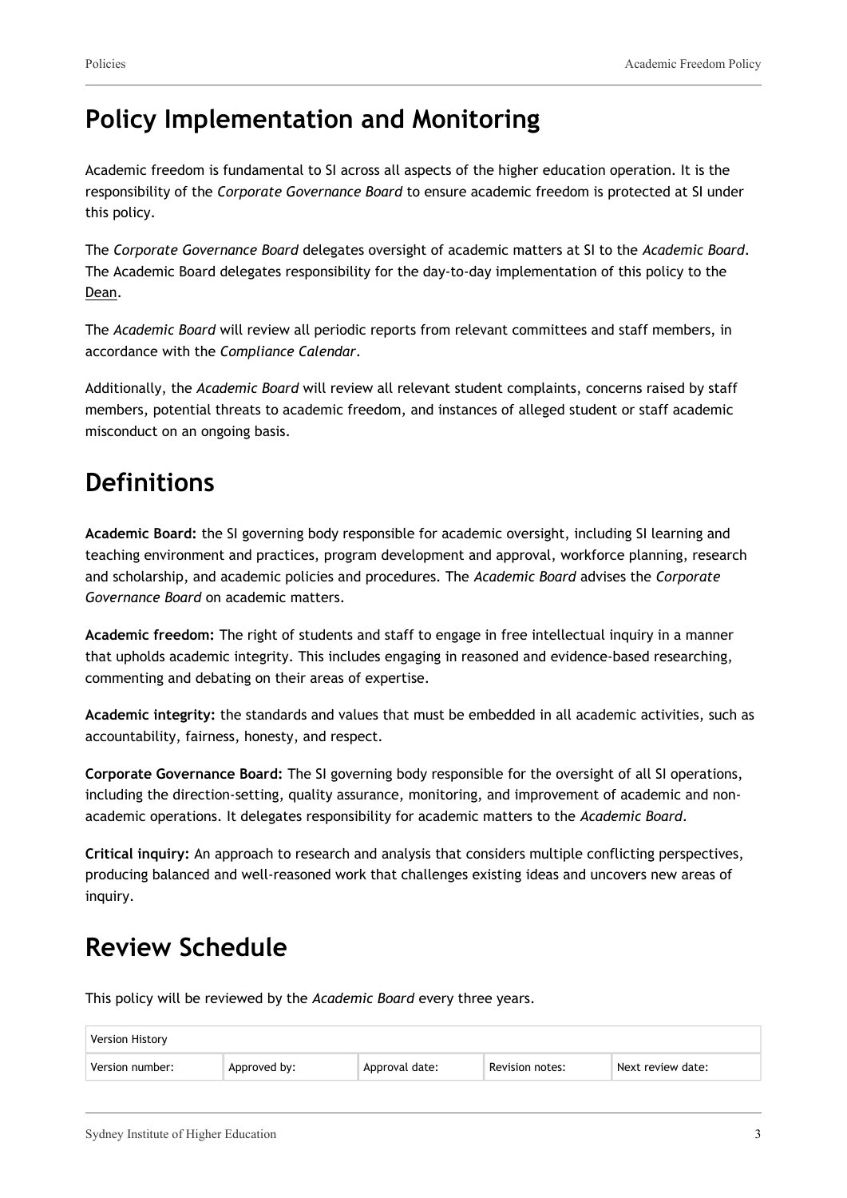## Policy Implementation and Monitoring

Academic freedom is fundamental to SI across all aspects of the higher education operation. It is the responsibility of the *Corporate Governance Board* to ensure academic freedom is protected at SI under this policy.

The *Corporate Governance Board* delegates oversight of academic matters at SI to the *Academic Board*. The Academic Board delegates responsibility for the day-to-day implementation of this policy to the Dean.

The *Academic Board* will review all periodic reports from relevant committees and staff members, in accordance with the *Compliance Calendar*.

Additionally, the *Academic Board* will review all relevant student complaints, concerns raised by staff members, potential threats to academic freedom, and instances of alleged student or staff academic misconduct on an ongoing basis.

## Definitions

**Academic Board:** the SI governing body responsible for academic oversight, including SI learning and teaching environment and practices, program development and approval, workforce planning, research and scholarship, and academic policies and procedures. The *Academic Board* advises the *Corporate Governance Board* on academic matters.

**Academic freedom:** The right of students and staff to engage in free intellectual inquiry in a manner that upholds academic integrity. This includes engaging in reasoned and evidence-based researching, commenting and debating on their areas of expertise.

**Academic integrity:** the standards and values that must be embedded in all academic activities, such as accountability, fairness, honesty, and respect.

**Corporate Governance Board:** The SI governing body responsible for the oversight of all SI operations, including the direction-setting, quality assurance, monitoring, and improvement of academic and non-academic operations. It delegates responsibility for academic matters to the *Academic Board*.

**Critical inquiry:** An approach to research and analysis that considers multiple conflicting perspectives, producing balanced and well-reasoned work that challenges existing ideas and uncovers new areas of inquiry.

## Review Schedule

This policy will be reviewed by the *Academic Board* every three years.

| Version History | | | | |
|---|---|---|---|---|
| Version number: | Approved by: | Approval date: | Revision notes: | Next review date: |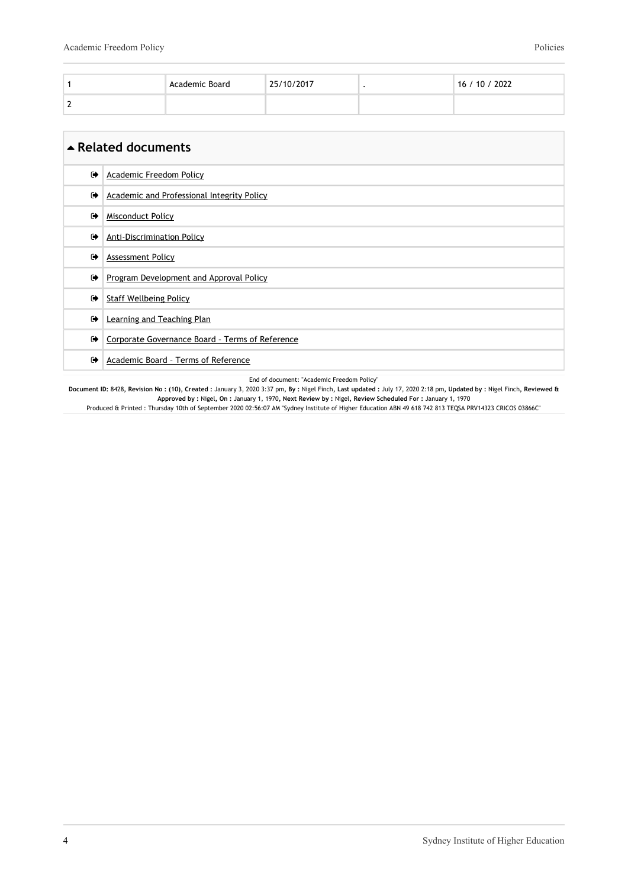| | | | | |
|---|---|---|---|---|
| 1 | Academic Board | 25/10/2017 | . | 16 / 10 / 2022 |
| 2 | | | | |

## ▲ Related documents

| | |
|---|---|
| ➭ | Academic Freedom Policy |
| ➭ | Academic and Professional Integrity Policy |
| ➭ | Misconduct Policy |
| ➭ | Anti-Discrimination Policy |
| ➭ | Assessment Policy |
| ➭ | Program Development and Approval Policy |
| ➭ | Staff Wellbeing Policy |
| ➭ | Learning and Teaching Plan |
| ➭ | Corporate Governance Board – Terms of Reference |
| ➭ | Academic Board – Terms of Reference |

End of document: "Academic Freedom Policy"

**Document ID:** 8428, **Revision No : (10), Created :** January 3, 2020 3:37 pm, **By :** Nigel Finch, **Last updated :** July 17, 2020 2:18 pm, **Updated by :** Nigel Finch, **Reviewed & Approved by :** Nigel, **On :** January 1, 1970, **Next Review by :** Nigel, **Review Scheduled For :** January 1, 1970

Produced & Printed : Thursday 10th of September 2020 02:56:07 AM "Sydney Institute of Higher Education ABN 49 618 742 813 TEQSA PRV14323 CRICOS 03866C"